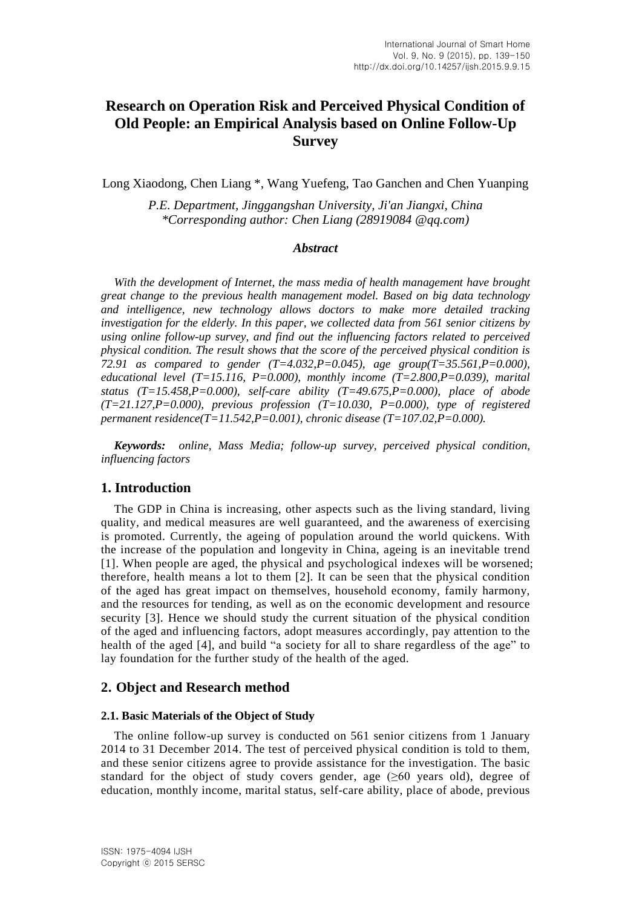# Research on Operation Risk and Perceived Physical Condition of Old People: an Empirical Analysis based on Online Follow-Up Survey

Long Xiaodong, Chen Liang *, Wang Yuefeng, Tao Ganchen and Chen Yuanping

*P.E. Department, Jinggangshan University, Ji'an Jiangxi, China*
*\*Corresponding author: Chen Liang (28919084 @qq.com)*

### *Abstract*

*With the development of Internet, the mass media of health management have brought great change to the previous health management model. Based on big data technology and intelligence, new technology allows doctors to make more detailed tracking investigation for the elderly. In this paper, we collected data from 561 senior citizens by using online follow-up survey, and find out the influencing factors related to perceived physical condition. The result shows that the score of the perceived physical condition is 72.91 as compared to gender (T=4.032,P=0.045), age group(T=35.561,P=0.000), educational level (T=15.116, P=0.000), monthly income (T=2.800,P=0.039), marital status (T=15.458,P=0.000), self-care ability (T=49.675,P=0.000), place of abode (T=21.127,P=0.000), previous profession (T=10.030, P=0.000), type of registered permanent residence(T=11.542,P=0.001), chronic disease (T=107.02,P=0.000).*

***Keywords:*** *online, Mass Media; follow-up survey, perceived physical condition, influencing factors*

## 1. Introduction

The GDP in China is increasing, other aspects such as the living standard, living quality, and medical measures are well guaranteed, and the awareness of exercising is promoted. Currently, the ageing of population around the world quickens. With the increase of the population and longevity in China, ageing is an inevitable trend [1]. When people are aged, the physical and psychological indexes will be worsened; therefore, health means a lot to them [2]. It can be seen that the physical condition of the aged has great impact on themselves, household economy, family harmony, and the resources for tending, as well as on the economic development and resource security [3]. Hence we should study the current situation of the physical condition of the aged and influencing factors, adopt measures accordingly, pay attention to the health of the aged [4], and build "a society for all to share regardless of the age" to lay foundation for the further study of the health of the aged.

## 2. Object and Research method

### 2.1. Basic Materials of the Object of Study

The online follow-up survey is conducted on 561 senior citizens from 1 January 2014 to 31 December 2014. The test of perceived physical condition is told to them, and these senior citizens agree to provide assistance for the investigation. The basic standard for the object of study covers gender, age (≥60 years old), degree of education, monthly income, marital status, self-care ability, place of abode, previous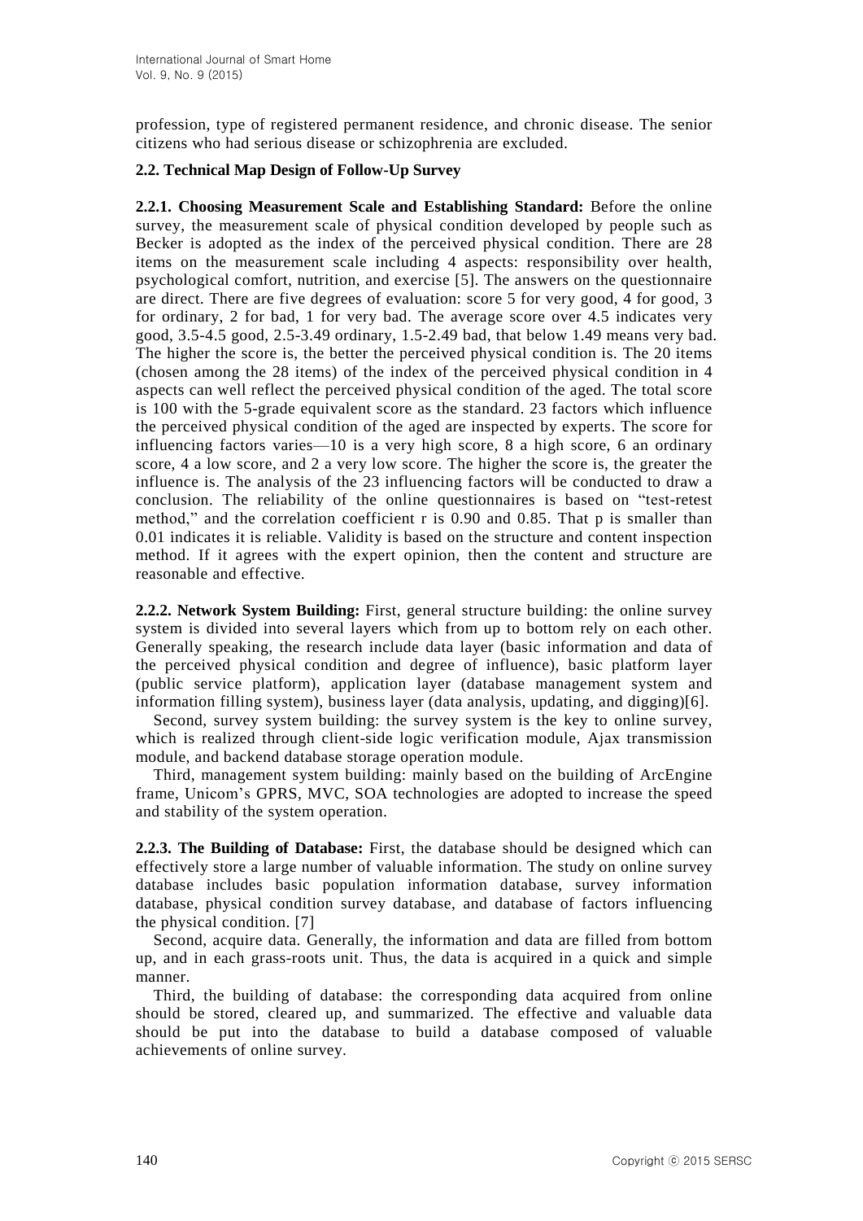profession, type of registered permanent residence, and chronic disease. The senior citizens who had serious disease or schizophrenia are excluded.

### 2.2. Technical Map Design of Follow-Up Survey

**2.2.1. Choosing Measurement Scale and Establishing Standard:** Before the online survey, the measurement scale of physical condition developed by people such as Becker is adopted as the index of the perceived physical condition. There are 28 items on the measurement scale including 4 aspects: responsibility over health, psychological comfort, nutrition, and exercise [5]. The answers on the questionnaire are direct. There are five degrees of evaluation: score 5 for very good, 4 for good, 3 for ordinary, 2 for bad, 1 for very bad. The average score over 4.5 indicates very good, 3.5-4.5 good, 2.5-3.49 ordinary, 1.5-2.49 bad, that below 1.49 means very bad. The higher the score is, the better the perceived physical condition is. The 20 items (chosen among the 28 items) of the index of the perceived physical condition in 4 aspects can well reflect the perceived physical condition of the aged. The total score is 100 with the 5-grade equivalent score as the standard. 23 factors which influence the perceived physical condition of the aged are inspected by experts. The score for influencing factors varies—10 is a very high score, 8 a high score, 6 an ordinary score, 4 a low score, and 2 a very low score. The higher the score is, the greater the influence is. The analysis of the 23 influencing factors will be conducted to draw a conclusion. The reliability of the online questionnaires is based on "test-retest method," and the correlation coefficient r is 0.90 and 0.85. That p is smaller than 0.01 indicates it is reliable. Validity is based on the structure and content inspection method. If it agrees with the expert opinion, then the content and structure are reasonable and effective.

**2.2.2. Network System Building:** First, general structure building: the online survey system is divided into several layers which from up to bottom rely on each other. Generally speaking, the research include data layer (basic information and data of the perceived physical condition and degree of influence), basic platform layer (public service platform), application layer (database management system and information filling system), business layer (data analysis, updating, and digging)[6].

Second, survey system building: the survey system is the key to online survey, which is realized through client-side logic verification module, Ajax transmission module, and backend database storage operation module.

Third, management system building: mainly based on the building of ArcEngine frame, Unicom's GPRS, MVC, SOA technologies are adopted to increase the speed and stability of the system operation.

**2.2.3. The Building of Database:** First, the database should be designed which can effectively store a large number of valuable information. The study on online survey database includes basic population information database, survey information database, physical condition survey database, and database of factors influencing the physical condition. [7]

Second, acquire data. Generally, the information and data are filled from bottom up, and in each grass-roots unit. Thus, the data is acquired in a quick and simple manner.

Third, the building of database: the corresponding data acquired from online should be stored, cleared up, and summarized. The effective and valuable data should be put into the database to build a database composed of valuable achievements of online survey.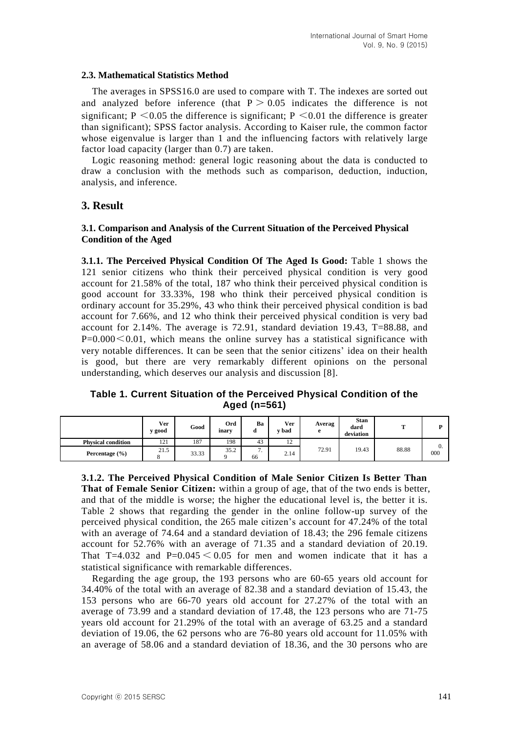### 2.3. Mathematical Statistics Method

The averages in SPSS16.0 are used to compare with T. The indexes are sorted out and analyzed before inference (that $P > 0.05$ indicates the difference is not significant; $P < 0.05$ the difference is significant; $P < 0.01$ the difference is greater than significant); SPSS factor analysis. According to Kaiser rule, the common factor whose eigenvalue is larger than 1 and the influencing factors with relatively large factor load capacity (larger than 0.7) are taken.

Logic reasoning method: general logic reasoning about the data is conducted to draw a conclusion with the methods such as comparison, deduction, induction, analysis, and inference.

## 3. Result

### 3.1. Comparison and Analysis of the Current Situation of the Perceived Physical Condition of the Aged

**3.1.1. The Perceived Physical Condition Of The Aged Is Good:** Table 1 shows the 121 senior citizens who think their perceived physical condition is very good account for 21.58% of the total, 187 who think their perceived physical condition is good account for 33.33%, 198 who think their perceived physical condition is ordinary account for 35.29%, 43 who think their perceived physical condition is bad account for 7.66%, and 12 who think their perceived physical condition is very bad account for 2.14%. The average is 72.91, standard deviation 19.43, T=88.88, and $P=0.000<0.01$, which means the online survey has a statistical significance with very notable differences. It can be seen that the senior citizens' idea on their health is good, but there are very remarkably different opinions on the personal understanding, which deserves our analysis and discussion [8].

**Table 1. Current Situation of the Perceived Physical Condition of the Aged (n=561)**

| | Very good | Good | Ordinary | Bad | Very bad | Average | Standard deviation | T | P |
|---|---|---|---|---|---|---|---|---|---|
| **Physical condition** | 121 | 187 | 198 | 43 | 12 | 72.91 | 19.43 | 88.88 | 0.000 |
| **Percentage (%)** | 21.58 | 33.33 | 35.29 | 7.66 | 2.14 | | | | |

**3.1.2. The Perceived Physical Condition of Male Senior Citizen Is Better Than That of Female Senior Citizen:** within a group of age, that of the two ends is better, and that of the middle is worse; the higher the educational level is, the better it is. Table 2 shows that regarding the gender in the online follow-up survey of the perceived physical condition, the 265 male citizen's account for 47.24% of the total with an average of 74.64 and a standard deviation of 18.43; the 296 female citizens account for 52.76% with an average of 71.35 and a standard deviation of 20.19. That T=4.032 and $P=0.045 < 0.05$ for men and women indicate that it has a statistical significance with remarkable differences.

Regarding the age group, the 193 persons who are 60-65 years old account for 34.40% of the total with an average of 82.38 and a standard deviation of 15.43, the 153 persons who are 66-70 years old account for 27.27% of the total with an average of 73.99 and a standard deviation of 17.48, the 123 persons who are 71-75 years old account for 21.29% of the total with an average of 63.25 and a standard deviation of 19.06, the 62 persons who are 76-80 years old account for 11.05% with an average of 58.06 and a standard deviation of 18.36, and the 30 persons who are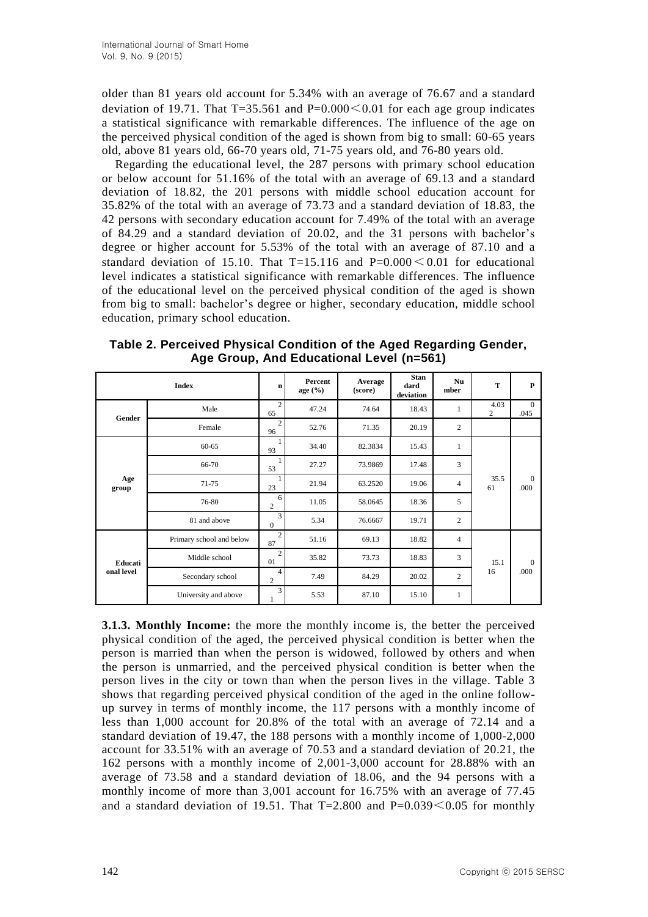older than 81 years old account for 5.34% with an average of 76.67 and a standard deviation of 19.71. That T=35.561 and P=0.000＜0.01 for each age group indicates a statistical significance with remarkable differences. The influence of the age on the perceived physical condition of the aged is shown from big to small: 60-65 years old, above 81 years old, 66-70 years old, 71-75 years old, and 76-80 years old.

Regarding the educational level, the 287 persons with primary school education or below account for 51.16% of the total with an average of 69.13 and a standard deviation of 18.82, the 201 persons with middle school education account for 35.82% of the total with an average of 73.73 and a standard deviation of 18.83, the 42 persons with secondary education account for 7.49% of the total with an average of 84.29 and a standard deviation of 20.02, and the 31 persons with bachelor's degree or higher account for 5.53% of the total with an average of 87.10 and a standard deviation of 15.10. That T=15.116 and P=0.000＜0.01 for educational level indicates a statistical significance with remarkable differences. The influence of the educational level on the perceived physical condition of the aged is shown from big to small: bachelor's degree or higher, secondary education, middle school education, primary school education.

**Table 2. Perceived Physical Condition of the Aged Regarding Gender, Age Group, And Educational Level (n=561)**

| Index | | n | Percent age (%) | Average (score) | Standard deviation | Number | T | P |
|---|---|---|---|---|---|---|---|---|
| Gender | Male | 265 | 47.24 | 74.64 | 18.43 | 1 | 4.032 | 0.045 |
| | Female | 296 | 52.76 | 71.35 | 20.19 | 2 | | |
| Age group | 60-65 | 193 | 34.40 | 82.3834 | 15.43 | 1 | 35.561 | 0.000 |
| | 66-70 | 153 | 27.27 | 73.9869 | 17.48 | 3 | | |
| | 71-75 | 123 | 21.94 | 63.2520 | 19.06 | 4 | | |
| | 76-80 | 62 | 11.05 | 58.0645 | 18.36 | 5 | | |
| | 81 and above | 30 | 5.34 | 76.6667 | 19.71 | 2 | | |
| Educational level | Primary school and below | 287 | 51.16 | 69.13 | 18.82 | 4 | 15.116 | 0.000 |
| | Middle school | 201 | 35.82 | 73.73 | 18.83 | 3 | | |
| | Secondary school | 42 | 7.49 | 84.29 | 20.02 | 2 | | |
| | University and above | 31 | 5.53 | 87.10 | 15.10 | 1 | | |

**3.1.3. Monthly Income:** the more the monthly income is, the better the perceived physical condition of the aged, the perceived physical condition is better when the person is married than when the person is widowed, followed by others and when the person is unmarried, and the perceived physical condition is better when the person lives in the city or town than when the person lives in the village. Table 3 shows that regarding perceived physical condition of the aged in the online follow-up survey in terms of monthly income, the 117 persons with a monthly income of less than 1,000 account for 20.8% of the total with an average of 72.14 and a standard deviation of 19.47, the 188 persons with a monthly income of 1,000-2,000 account for 33.51% with an average of 70.53 and a standard deviation of 20.21, the 162 persons with a monthly income of 2,001-3,000 account for 28.88% with an average of 73.58 and a standard deviation of 18.06, and the 94 persons with a monthly income of more than 3,001 account for 16.75% with an average of 77.45 and a standard deviation of 19.51. That T=2.800 and P=0.039＜0.05 for monthly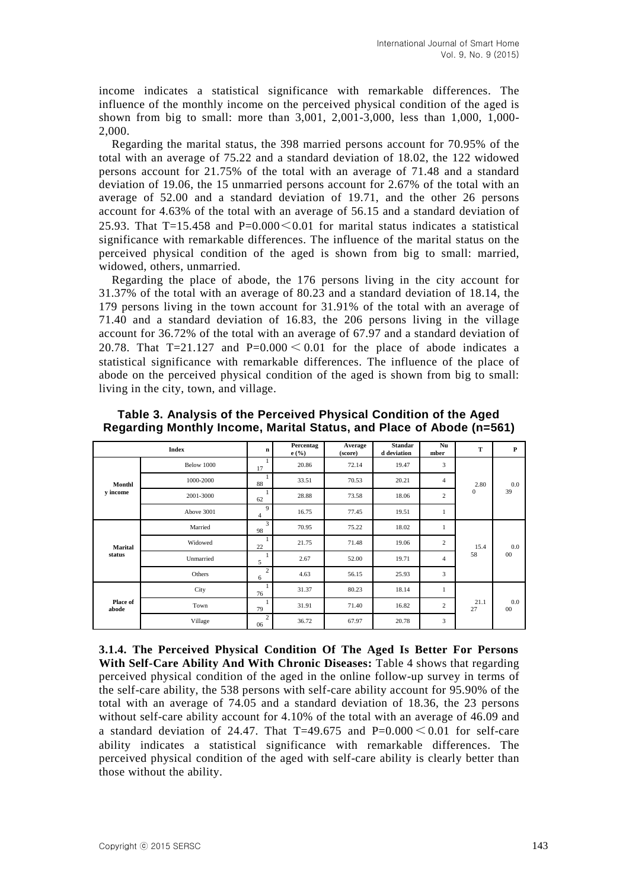income indicates a statistical significance with remarkable differences. The influence of the monthly income on the perceived physical condition of the aged is shown from big to small: more than 3,001, 2,001-3,000, less than 1,000, 1,000-2,000.

Regarding the marital status, the 398 married persons account for 70.95% of the total with an average of 75.22 and a standard deviation of 18.02, the 122 widowed persons account for 21.75% of the total with an average of 71.48 and a standard deviation of 19.06, the 15 unmarried persons account for 2.67% of the total with an average of 52.00 and a standard deviation of 19.71, and the other 26 persons account for 4.63% of the total with an average of 56.15 and a standard deviation of 25.93. That T=15.458 and P=0.000＜0.01 for marital status indicates a statistical significance with remarkable differences. The influence of the marital status on the perceived physical condition of the aged is shown from big to small: married, widowed, others, unmarried.

Regarding the place of abode, the 176 persons living in the city account for 31.37% of the total with an average of 80.23 and a standard deviation of 18.14, the 179 persons living in the town account for 31.91% of the total with an average of 71.40 and a standard deviation of 16.83, the 206 persons living in the village account for 36.72% of the total with an average of 67.97 and a standard deviation of 20.78. That T=21.127 and P=0.000＜0.01 for the place of abode indicates a statistical significance with remarkable differences. The influence of the place of abode on the perceived physical condition of the aged is shown from big to small: living in the city, town, and village.

**Table 3. Analysis of the Perceived Physical Condition of the Aged Regarding Monthly Income, Marital Status, and Place of Abode (n=561)**

| Index | | n | Percentage (%) | Average (score) | Standard deviation | Number | T | P |
|---|---|---|---|---|---|---|---|---|
| Monthly income | Below 1000 | 117 | 20.86 | 72.14 | 19.47 | 3 | 2.800 | 0.039 |
| | 1000-2000 | 188 | 33.51 | 70.53 | 20.21 | 4 | | |
| | 2001-3000 | 162 | 28.88 | 73.58 | 18.06 | 2 | | |
| | Above 3001 | 94 | 16.75 | 77.45 | 19.51 | 1 | | |
| Marital status | Married | 398 | 70.95 | 75.22 | 18.02 | 1 | 15.458 | 0.000 |
| | Widowed | 122 | 21.75 | 71.48 | 19.06 | 2 | | |
| | Unmarried | 15 | 2.67 | 52.00 | 19.71 | 4 | | |
| | Others | 26 | 4.63 | 56.15 | 25.93 | 3 | | |
| Place of abode | City | 176 | 31.37 | 80.23 | 18.14 | 1 | 21.127 | 0.000 |
| | Town | 179 | 31.91 | 71.40 | 16.82 | 2 | | |
| | Village | 206 | 36.72 | 67.97 | 20.78 | 3 | | |

**3.1.4. The Perceived Physical Condition Of The Aged Is Better For Persons With Self-Care Ability And With Chronic Diseases:** Table 4 shows that regarding perceived physical condition of the aged in the online follow-up survey in terms of the self-care ability, the 538 persons with self-care ability account for 95.90% of the total with an average of 74.05 and a standard deviation of 18.36, the 23 persons without self-care ability account for 4.10% of the total with an average of 46.09 and a standard deviation of 24.47. That T=49.675 and P=0.000＜0.01 for self-care ability indicates a statistical significance with remarkable differences. The perceived physical condition of the aged with self-care ability is clearly better than those without the ability.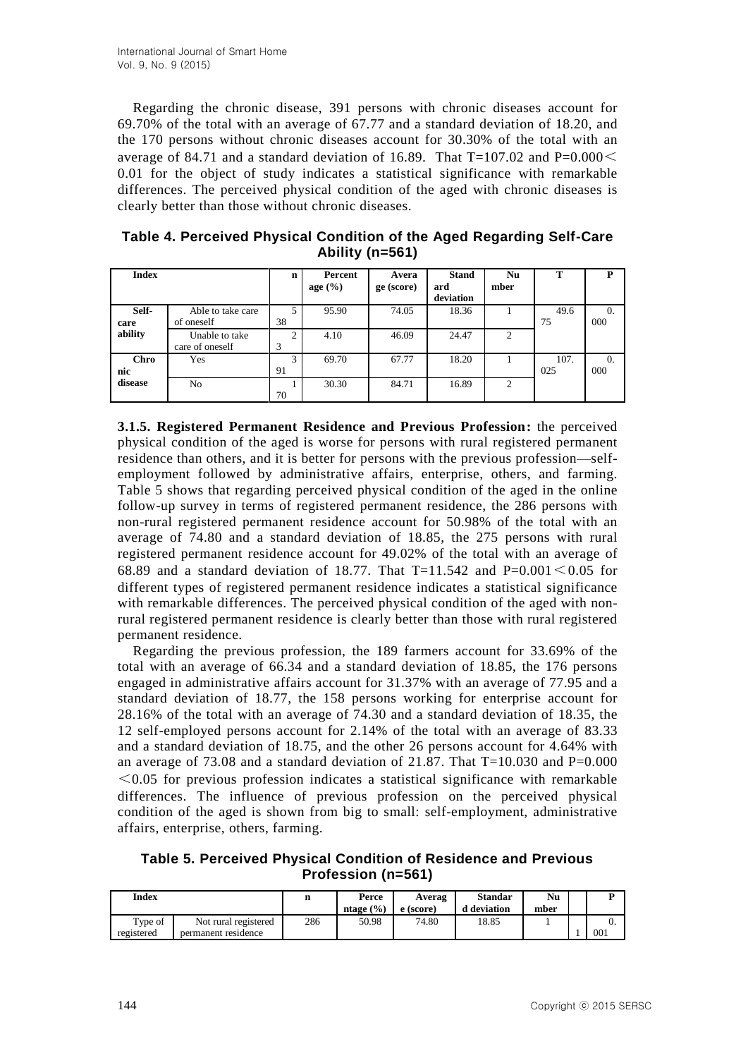Regarding the chronic disease, 391 persons with chronic diseases account for 69.70% of the total with an average of 67.77 and a standard deviation of 18.20, and the 170 persons without chronic diseases account for 30.30% of the total with an average of 84.71 and a standard deviation of 16.89. That T=107.02 and P=0.000< 0.01 for the object of study indicates a statistical significance with remarkable differences. The perceived physical condition of the aged with chronic diseases is clearly better than those without chronic diseases.

**Table 4. Perceived Physical Condition of the Aged Regarding Self-Care Ability (n=561)**

| Index | | n | Percentage (%) | Average (score) | Standard deviation | Number | T | P |
|---|---|---|---|---|---|---|---|---|
| Self-care ability | Able to take care of oneself | 538 | 95.90 | 74.05 | 18.36 | 1 | 49.675 | 0.000 |
| | Unable to take care of oneself | 23 | 4.10 | 46.09 | 24.47 | 2 | | |
| Chronic disease | Yes | 391 | 69.70 | 67.77 | 18.20 | 1 | 107.025 | 0.000 |
| | No | 170 | 30.30 | 84.71 | 16.89 | 2 | | |

**3.1.5. Registered Permanent Residence and Previous Profession:** the perceived physical condition of the aged is worse for persons with rural registered permanent residence than others, and it is better for persons with the previous profession—self-employment followed by administrative affairs, enterprise, others, and farming. Table 5 shows that regarding perceived physical condition of the aged in the online follow-up survey in terms of registered permanent residence, the 286 persons with non-rural registered permanent residence account for 50.98% of the total with an average of 74.80 and a standard deviation of 18.85, the 275 persons with rural registered permanent residence account for 49.02% of the total with an average of 68.89 and a standard deviation of 18.77. That T=11.542 and P=0.001<0.05 for different types of registered permanent residence indicates a statistical significance with remarkable differences. The perceived physical condition of the aged with non-rural registered permanent residence is clearly better than those with rural registered permanent residence.

Regarding the previous profession, the 189 farmers account for 33.69% of the total with an average of 66.34 and a standard deviation of 18.85, the 176 persons engaged in administrative affairs account for 31.37% with an average of 77.95 and a standard deviation of 18.77, the 158 persons working for enterprise account for 28.16% of the total with an average of 74.30 and a standard deviation of 18.35, the 12 self-employed persons account for 2.14% of the total with an average of 83.33 and a standard deviation of 18.75, and the other 26 persons account for 4.64% with an average of 73.08 and a standard deviation of 21.87. That T=10.030 and P=0.000 <0.05 for previous profession indicates a statistical significance with remarkable differences. The influence of previous profession on the perceived physical condition of the aged is shown from big to small: self-employment, administrative affairs, enterprise, others, farming.

**Table 5. Perceived Physical Condition of Residence and Previous Profession (n=561)**

| Index | | n | Percentage (%) | Average (score) | Standard deviation | Number | | P |
|---|---|---|---|---|---|---|---|---|
| Type of registered | Not rural registered permanent residence | 286 | 50.98 | 74.80 | 18.85 | 1 | 1 | 0.001 |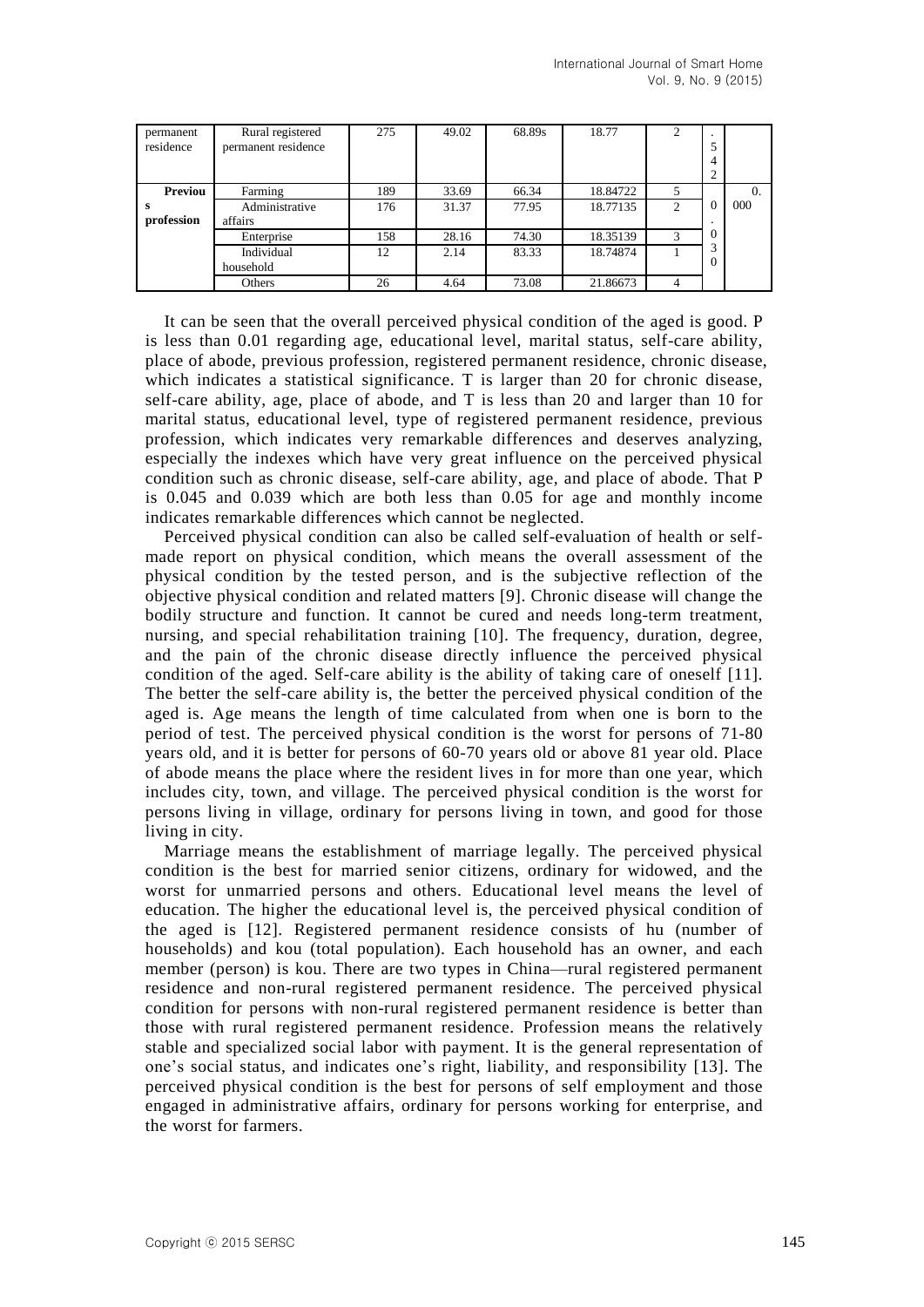| permanent residence | Rural registered permanent residence | 275 | 49.02 | 68.89s | 18.77 | 2 | .542 | |
|---|---|---|---|---|---|---|---|---|
| **Previous profession** | Farming | 189 | 33.69 | 66.34 | 18.84722 | 5 | 0.030 | 0.000 |
| | Administrative affairs | 176 | 31.37 | 77.95 | 18.77135 | 2 | | |
| | Enterprise | 158 | 28.16 | 74.30 | 18.35139 | 3 | | |
| | Individual household | 12 | 2.14 | 83.33 | 18.74874 | 1 | | |
| | Others | 26 | 4.64 | 73.08 | 21.86673 | 4 | | |

It can be seen that the overall perceived physical condition of the aged is good. P is less than 0.01 regarding age, educational level, marital status, self-care ability, place of abode, previous profession, registered permanent residence, chronic disease, which indicates a statistical significance. T is larger than 20 for chronic disease, self-care ability, age, place of abode, and T is less than 20 and larger than 10 for marital status, educational level, type of registered permanent residence, previous profession, which indicates very remarkable differences and deserves analyzing, especially the indexes which have very great influence on the perceived physical condition such as chronic disease, self-care ability, age, and place of abode. That P is 0.045 and 0.039 which are both less than 0.05 for age and monthly income indicates remarkable differences which cannot be neglected.

Perceived physical condition can also be called self-evaluation of health or self-made report on physical condition, which means the overall assessment of the physical condition by the tested person, and is the subjective reflection of the objective physical condition and related matters [9]. Chronic disease will change the bodily structure and function. It cannot be cured and needs long-term treatment, nursing, and special rehabilitation training [10]. The frequency, duration, degree, and the pain of the chronic disease directly influence the perceived physical condition of the aged. Self-care ability is the ability of taking care of oneself [11]. The better the self-care ability is, the better the perceived physical condition of the aged is. Age means the length of time calculated from when one is born to the period of test. The perceived physical condition is the worst for persons of 71-80 years old, and it is better for persons of 60-70 years old or above 81 year old. Place of abode means the place where the resident lives in for more than one year, which includes city, town, and village. The perceived physical condition is the worst for persons living in village, ordinary for persons living in town, and good for those living in city.

Marriage means the establishment of marriage legally. The perceived physical condition is the best for married senior citizens, ordinary for widowed, and the worst for unmarried persons and others. Educational level means the level of education. The higher the educational level is, the perceived physical condition of the aged is [12]. Registered permanent residence consists of hu (number of households) and kou (total population). Each household has an owner, and each member (person) is kou. There are two types in China—rural registered permanent residence and non-rural registered permanent residence. The perceived physical condition for persons with non-rural registered permanent residence is better than those with rural registered permanent residence. Profession means the relatively stable and specialized social labor with payment. It is the general representation of one's social status, and indicates one's right, liability, and responsibility [13]. The perceived physical condition is the best for persons of self employment and those engaged in administrative affairs, ordinary for persons working for enterprise, and the worst for farmers.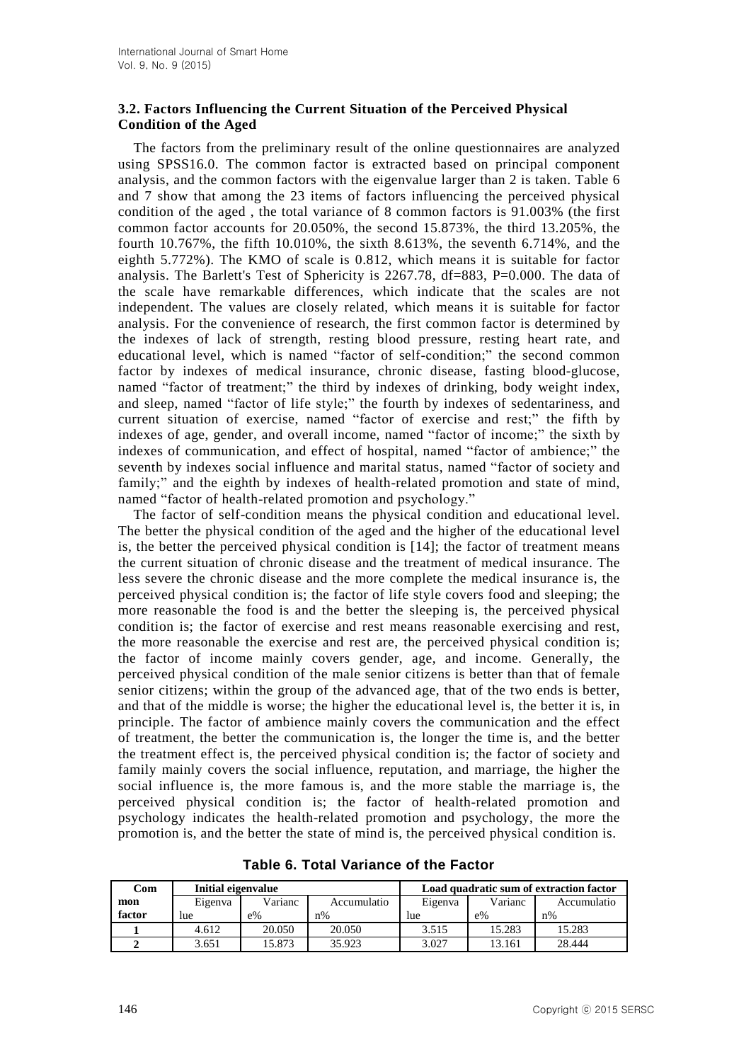### 3.2. Factors Influencing the Current Situation of the Perceived Physical Condition of the Aged

The factors from the preliminary result of the online questionnaires are analyzed using SPSS16.0. The common factor is extracted based on principal component analysis, and the common factors with the eigenvalue larger than 2 is taken. Table 6 and 7 show that among the 23 items of factors influencing the perceived physical condition of the aged , the total variance of 8 common factors is 91.003% (the first common factor accounts for 20.050%, the second 15.873%, the third 13.205%, the fourth 10.767%, the fifth 10.010%, the sixth 8.613%, the seventh 6.714%, and the eighth 5.772%). The KMO of scale is 0.812, which means it is suitable for factor analysis. The Barlett's Test of Sphericity is 2267.78, df=883, P=0.000. The data of the scale have remarkable differences, which indicate that the scales are not independent. The values are closely related, which means it is suitable for factor analysis. For the convenience of research, the first common factor is determined by the indexes of lack of strength, resting blood pressure, resting heart rate, and educational level, which is named "factor of self-condition;" the second common factor by indexes of medical insurance, chronic disease, fasting blood-glucose, named "factor of treatment;" the third by indexes of drinking, body weight index, and sleep, named "factor of life style;" the fourth by indexes of sedentariness, and current situation of exercise, named "factor of exercise and rest;" the fifth by indexes of age, gender, and overall income, named "factor of income;" the sixth by indexes of communication, and effect of hospital, named "factor of ambience;" the seventh by indexes social influence and marital status, named "factor of society and family;" and the eighth by indexes of health-related promotion and state of mind, named "factor of health-related promotion and psychology."

The factor of self-condition means the physical condition and educational level. The better the physical condition of the aged and the higher of the educational level is, the better the perceived physical condition is [14]; the factor of treatment means the current situation of chronic disease and the treatment of medical insurance. The less severe the chronic disease and the more complete the medical insurance is, the perceived physical condition is; the factor of life style covers food and sleeping; the more reasonable the food is and the better the sleeping is, the perceived physical condition is; the factor of exercise and rest means reasonable exercising and rest, the more reasonable the exercise and rest are, the perceived physical condition is; the factor of income mainly covers gender, age, and income. Generally, the perceived physical condition of the male senior citizens is better than that of female senior citizens; within the group of the advanced age, that of the two ends is better, and that of the middle is worse; the higher the educational level is, the better it is, in principle. The factor of ambience mainly covers the communication and the effect of treatment, the better the communication is, the longer the time is, and the better the treatment effect is, the perceived physical condition is; the factor of society and family mainly covers the social influence, reputation, and marriage, the higher the social influence is, the more famous is, and the more stable the marriage is, the perceived physical condition is; the factor of health-related promotion and psychology indicates the health-related promotion and psychology, the more the promotion is, and the better the state of mind is, the perceived physical condition is.

**Table 6. Total Variance of the Factor**

| Common factor | Initial eigenvalue | | | Load quadratic sum of extraction factor | | |
|---|---|---|---|---|---|---|
| | Eigenvalue | Variance% | Accumulation% | Eigenvalue | Variance% | Accumulation% |
| **1** | 4.612 | 20.050 | 20.050 | 3.515 | 15.283 | 15.283 |
| **2** | 3.651 | 15.873 | 35.923 | 3.027 | 13.161 | 28.444 |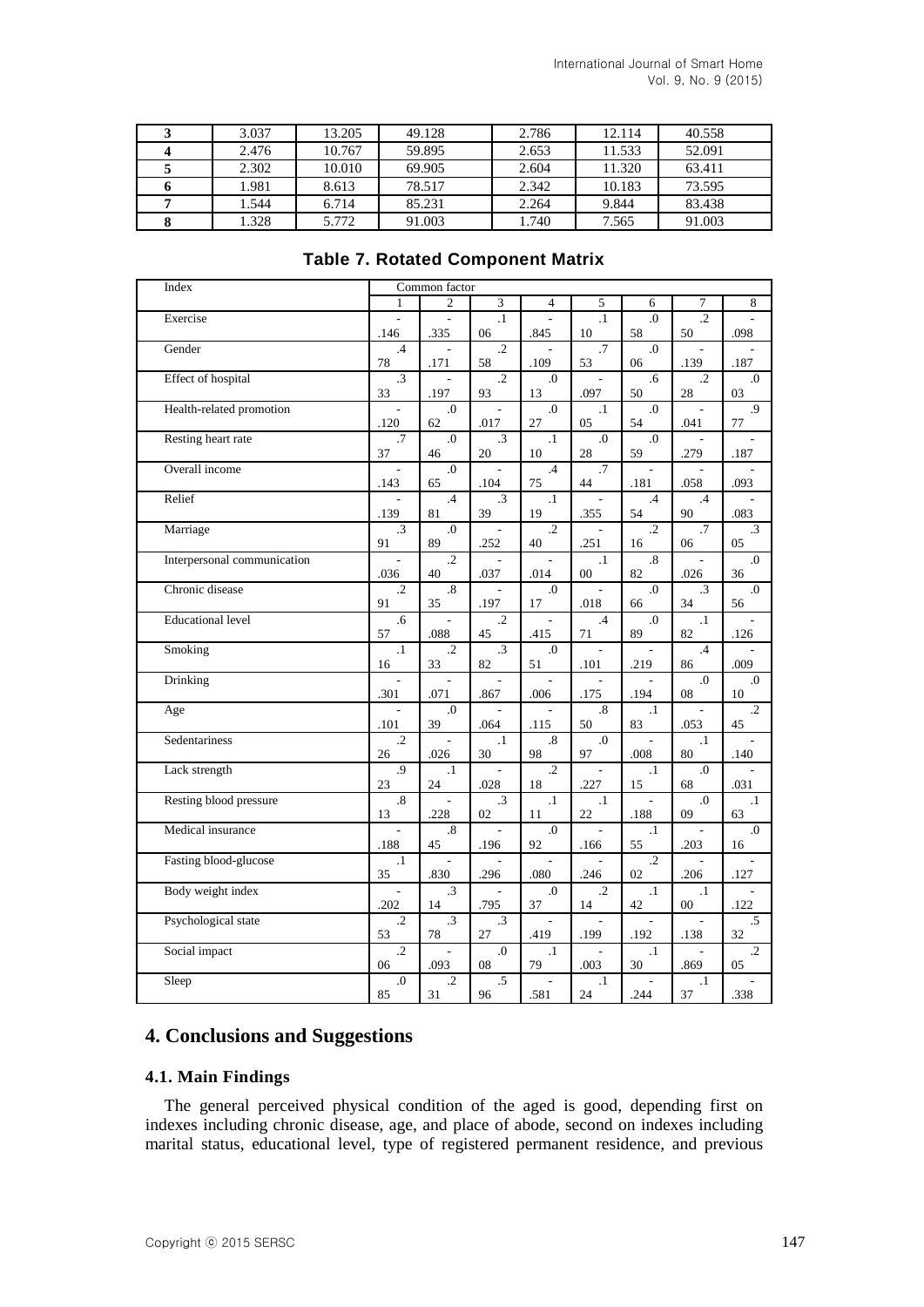| 3 | 3.037 | 13.205 | 49.128 | 2.786 | 12.114 | 40.558 |
|---|---|---|---|---|---|---|
| 4 | 2.476 | 10.767 | 59.895 | 2.653 | 11.533 | 52.091 |
| 5 | 2.302 | 10.010 | 69.905 | 2.604 | 11.320 | 63.411 |
| 6 | 1.981 | 8.613 | 78.517 | 2.342 | 10.183 | 73.595 |
| 7 | 1.544 | 6.714 | 85.231 | 2.264 | 9.844 | 83.438 |
| 8 | 1.328 | 5.772 | 91.003 | 1.740 | 7.565 | 91.003 |

**Table 7. Rotated Component Matrix**

| Index | Common factor | | | | | | | |
|---|---|---|---|---|---|---|---|---|
| | 1 | 2 | 3 | 4 | 5 | 6 | 7 | 8 |
| Exercise | -.146 | -.335 | .106 | -.845 | .110 | .058 | .250 | -.098 |
| Gender | .478 | -.171 | .258 | -.109 | .753 | .006 | -.139 | -.187 |
| Effect of hospital | .333 | -.197 | .293 | .013 | -.097 | .650 | .228 | .003 |
| Health-related promotion | -.120 | .062 | -.017 | .027 | .105 | .054 | -.041 | .977 |
| Resting heart rate | .737 | .046 | .320 | .110 | .028 | .059 | -.279 | -.187 |
| Overall income | -.143 | .065 | -.104 | .475 | .744 | -.181 | -.058 | -.093 |
| Relief | -.139 | .481 | .339 | .119 | -.355 | .454 | .490 | -.083 |
| Marriage | .391 | .089 | -.252 | .240 | -.251 | .216 | .706 | .305 |
| Interpersonal communication | -.036 | .240 | -.037 | -.014 | .100 | .882 | -.026 | .036 |
| Chronic disease | .291 | .835 | -.197 | .017 | -.018 | .066 | .334 | .056 |
| Educational level | .657 | -.088 | .245 | -.415 | .471 | .089 | .182 | -.126 |
| Smoking | .116 | .233 | .382 | .051 | -.101 | -.219 | .486 | -.009 |
| Drinking | -.301 | -.071 | -.867 | -.006 | -.175 | -.194 | .008 | .010 |
| Age | -.101 | .039 | -.064 | -.115 | .850 | .183 | -.053 | .245 |
| Sedentariness | .226 | -.026 | .130 | .898 | .097 | -.008 | .180 | -.140 |
| Lack strength | .923 | .124 | -.028 | .218 | -.227 | .115 | .068 | -.031 |
| Resting blood pressure | .813 | -.228 | .302 | .111 | .122 | -.188 | .009 | .163 |
| Medical insurance | -.188 | .845 | -.196 | .092 | -.166 | .155 | -.203 | .016 |
| Fasting blood-glucose | .135 | -.830 | -.296 | -.080 | -.246 | .202 | -.206 | -.127 |
| Body weight index | -.202 | .314 | -.795 | .037 | .214 | .142 | .100 | -.122 |
| Psychological state | .253 | .378 | .327 | -.419 | -.199 | -.192 | -.138 | .532 |
| Social impact | .206 | -.093 | .008 | .179 | -.003 | .130 | -.869 | .205 |
| Sleep | .085 | .231 | .596 | -.581 | .124 | -.244 | .137 | -.338 |

# 4. Conclusions and Suggestions

## 4.1. Main Findings

The general perceived physical condition of the aged is good, depending first on indexes including chronic disease, age, and place of abode, second on indexes including marital status, educational level, type of registered permanent residence, and previous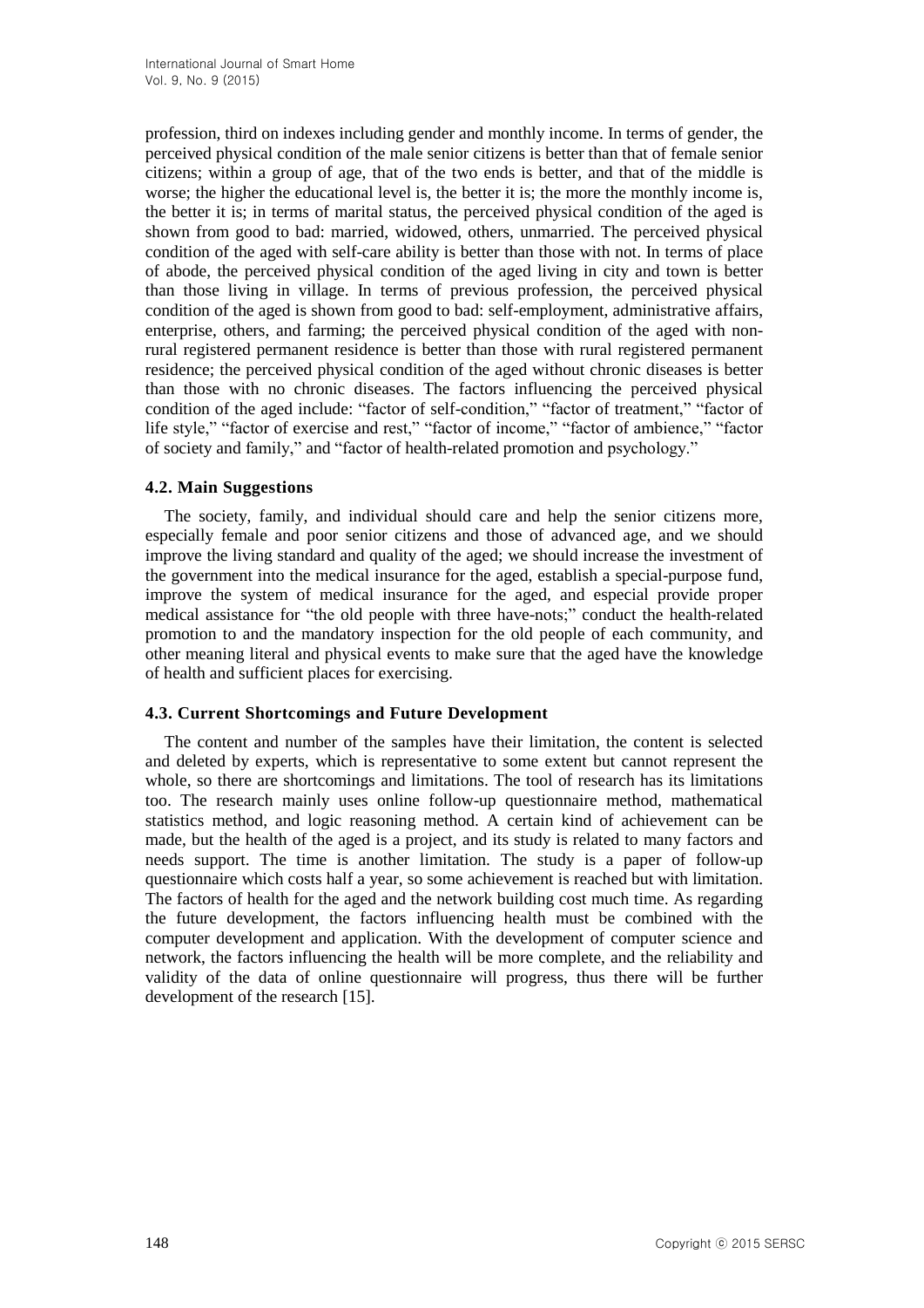profession, third on indexes including gender and monthly income. In terms of gender, the perceived physical condition of the male senior citizens is better than that of female senior citizens; within a group of age, that of the two ends is better, and that of the middle is worse; the higher the educational level is, the better it is; the more the monthly income is, the better it is; in terms of marital status, the perceived physical condition of the aged is shown from good to bad: married, widowed, others, unmarried. The perceived physical condition of the aged with self-care ability is better than those with not. In terms of place of abode, the perceived physical condition of the aged living in city and town is better than those living in village. In terms of previous profession, the perceived physical condition of the aged is shown from good to bad: self-employment, administrative affairs, enterprise, others, and farming; the perceived physical condition of the aged with non-rural registered permanent residence is better than those with rural registered permanent residence; the perceived physical condition of the aged without chronic diseases is better than those with no chronic diseases. The factors influencing the perceived physical condition of the aged include: "factor of self-condition," "factor of treatment," "factor of life style," "factor of exercise and rest," "factor of income," "factor of ambience," "factor of society and family," and "factor of health-related promotion and psychology."

### 4.2. Main Suggestions

The society, family, and individual should care and help the senior citizens more, especially female and poor senior citizens and those of advanced age, and we should improve the living standard and quality of the aged; we should increase the investment of the government into the medical insurance for the aged, establish a special-purpose fund, improve the system of medical insurance for the aged, and especial provide proper medical assistance for "the old people with three have-nots;" conduct the health-related promotion to and the mandatory inspection for the old people of each community, and other meaning literal and physical events to make sure that the aged have the knowledge of health and sufficient places for exercising.

### 4.3. Current Shortcomings and Future Development

The content and number of the samples have their limitation, the content is selected and deleted by experts, which is representative to some extent but cannot represent the whole, so there are shortcomings and limitations. The tool of research has its limitations too. The research mainly uses online follow-up questionnaire method, mathematical statistics method, and logic reasoning method. A certain kind of achievement can be made, but the health of the aged is a project, and its study is related to many factors and needs support. The time is another limitation. The study is a paper of follow-up questionnaire which costs half a year, so some achievement is reached but with limitation. The factors of health for the aged and the network building cost much time. As regarding the future development, the factors influencing health must be combined with the computer development and application. With the development of computer science and network, the factors influencing the health will be more complete, and the reliability and validity of the data of online questionnaire will progress, thus there will be further development of the research [15].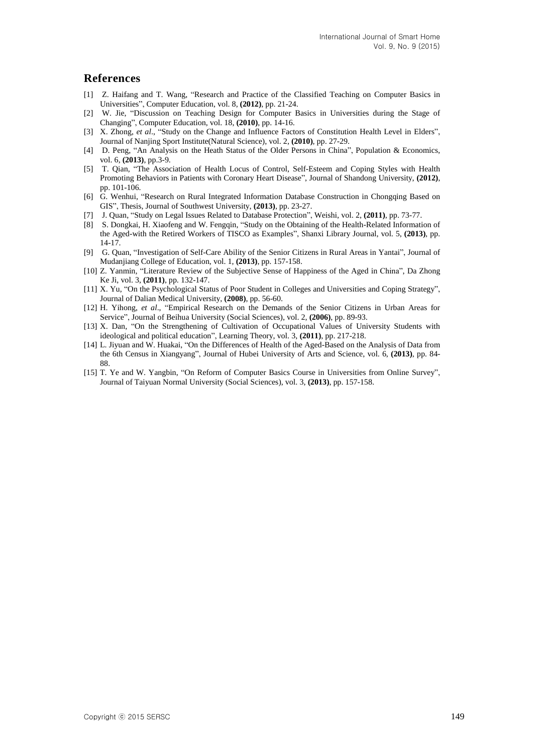## References

[1] Z. Haifang and T. Wang, "Research and Practice of the Classified Teaching on Computer Basics in Universities", Computer Education, vol. 8, **(2012)**, pp. 21-24.

[2] W. Jie, "Discussion on Teaching Design for Computer Basics in Universities during the Stage of Changing", Computer Education, vol. 18, **(2010)**, pp. 14-16.

[3] X. Zhong, *et al*., "Study on the Change and Influence Factors of Constitution Health Level in Elders", Journal of Nanjing Sport Institute(Natural Science), vol. 2, **(2010)**, pp. 27-29.

[4] D. Peng, "An Analysis on the Heath Status of the Older Persons in China", Population & Economics, vol. 6, **(2013)**, pp.3-9.

[5] T. Qian, "The Association of Health Locus of Control, Self-Esteem and Coping Styles with Health Promoting Behaviors in Patients with Coronary Heart Disease", Journal of Shandong University, **(2012)**, pp. 101-106.

[6] G. Wenhui, "Research on Rural Integrated Information Database Construction in Chongqing Based on GIS", Thesis, Journal of Southwest University, **(2013)**, pp. 23-27.

[7] J. Quan, "Study on Legal Issues Related to Database Protection", Weishi, vol. 2, **(2011)**, pp. 73-77.

[8] S. Dongkai, H. Xiaofeng and W. Fengqin, "Study on the Obtaining of the Health-Related Information of the Aged-with the Retired Workers of TISCO as Examples", Shanxi Library Journal, vol. 5, **(2013)**, pp. 14-17.

[9] G. Quan, "Investigation of Self-Care Ability of the Senior Citizens in Rural Areas in Yantai", Journal of Mudanjiang College of Education, vol. 1, **(2013)**, pp. 157-158.

[10] Z. Yanmin, "Literature Review of the Subjective Sense of Happiness of the Aged in China", Da Zhong Ke Ji, vol. 3, **(2011)**, pp. 132-147.

[11] X. Yu, "On the Psychological Status of Poor Student in Colleges and Universities and Coping Strategy", Journal of Dalian Medical University, **(2008)**, pp. 56-60.

[12] H. Yihong, *et al*., "Empirical Research on the Demands of the Senior Citizens in Urban Areas for Service", Journal of Beihua University (Social Sciences), vol. 2, **(2006)**, pp. 89-93.

[13] X. Dan, "On the Strengthening of Cultivation of Occupational Values of University Students with ideological and political education", Learning Theory, vol. 3, **(2011)**, pp. 217-218.

[14] L. Jiyuan and W. Huakai, "On the Differences of Health of the Aged-Based on the Analysis of Data from the 6th Census in Xiangyang", Journal of Hubei University of Arts and Science, vol. 6, **(2013)**, pp. 84-88.

[15] T. Ye and W. Yangbin, "On Reform of Computer Basics Course in Universities from Online Survey", Journal of Taiyuan Normal University (Social Sciences), vol. 3, **(2013)**, pp. 157-158.